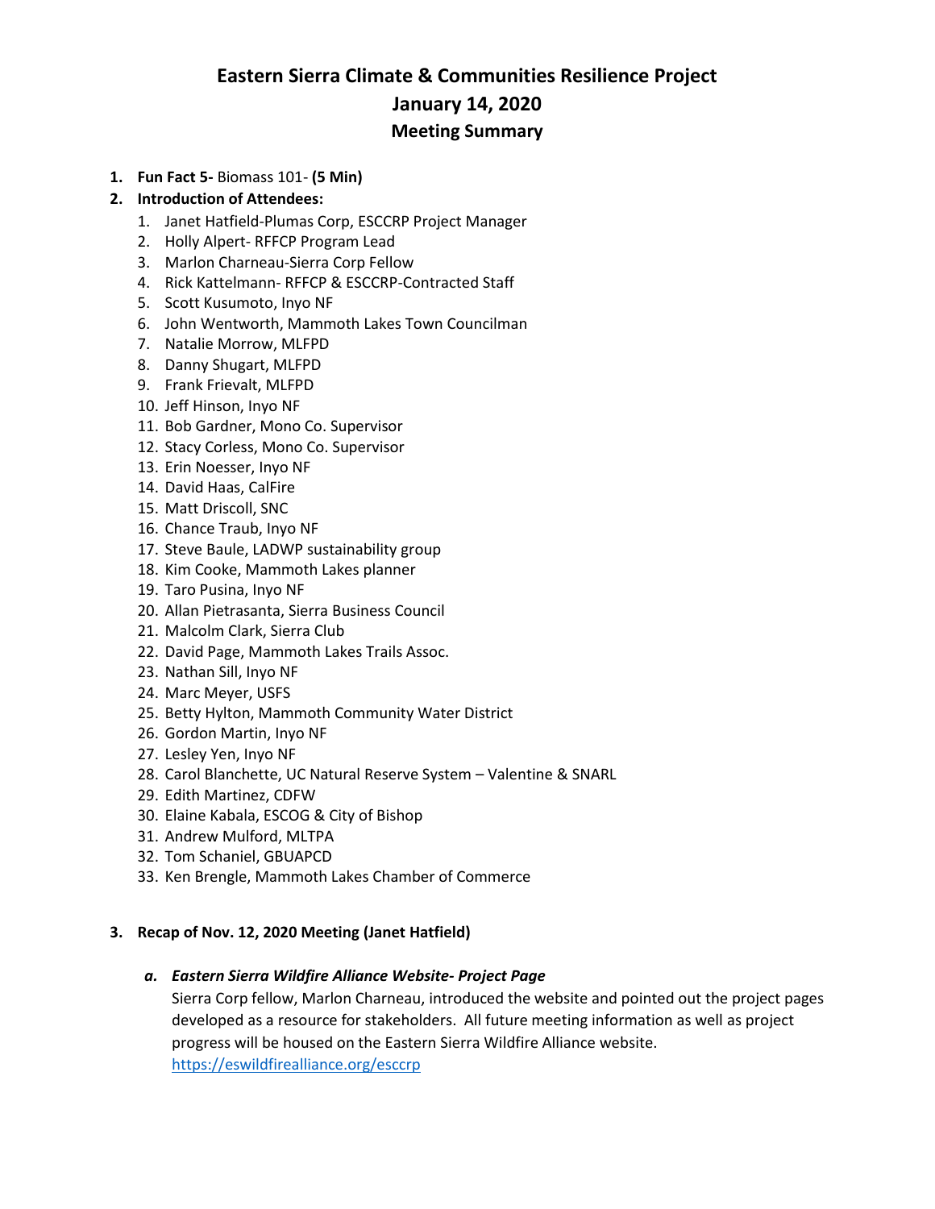# Eastern Sierra Climate & Communities Resilience Project

## January 14, 2020

## Meeting Summary

1. **Fun Fact 5-** Biomass 101- **(5 Min)**
2. **Introduction of Attendees:**
    1. Janet Hatfield-Plumas Corp, ESCCRP Project Manager
    2. Holly Alpert- RFFCP Program Lead
    3. Marlon Charneau-Sierra Corp Fellow
    4. Rick Kattelmann- RFFCP & ESCCRP-Contracted Staff
    5. Scott Kusumoto, Inyo NF
    6. John Wentworth, Mammoth Lakes Town Councilman
    7. Natalie Morrow, MLFPD
    8. Danny Shugart, MLFPD
    9. Frank Frievalt, MLFPD
    10. Jeff Hinson, Inyo NF
    11. Bob Gardner, Mono Co. Supervisor
    12. Stacy Corless, Mono Co. Supervisor
    13. Erin Noesser, Inyo NF
    14. David Haas, CalFire
    15. Matt Driscoll, SNC
    16. Chance Traub, Inyo NF
    17. Steve Baule, LADWP sustainability group
    18. Kim Cooke, Mammoth Lakes planner
    19. Taro Pusina, Inyo NF
    20. Allan Pietrasanta, Sierra Business Council
    21. Malcolm Clark, Sierra Club
    22. David Page, Mammoth Lakes Trails Assoc.
    23. Nathan Sill, Inyo NF
    24. Marc Meyer, USFS
    25. Betty Hylton, Mammoth Community Water District
    26. Gordon Martin, Inyo NF
    27. Lesley Yen, Inyo NF
    28. Carol Blanchette, UC Natural Reserve System – Valentine & SNARL
    29. Edith Martinez, CDFW
    30. Elaine Kabala, ESCOG & City of Bishop
    31. Andrew Mulford, MLTPA
    32. Tom Schaniel, GBUAPCD
    33. Ken Brengle, Mammoth Lakes Chamber of Commerce

3. **Recap of Nov. 12, 2020 Meeting (Janet Hatfield)**

    a. ***Eastern Sierra Wildfire Alliance Website- Project Page***

    Sierra Corp fellow, Marlon Charneau, introduced the website and pointed out the project pages developed as a resource for stakeholders. All future meeting information as well as project progress will be housed on the Eastern Sierra Wildfire Alliance website. https://eswildfirealliance.org/esccrp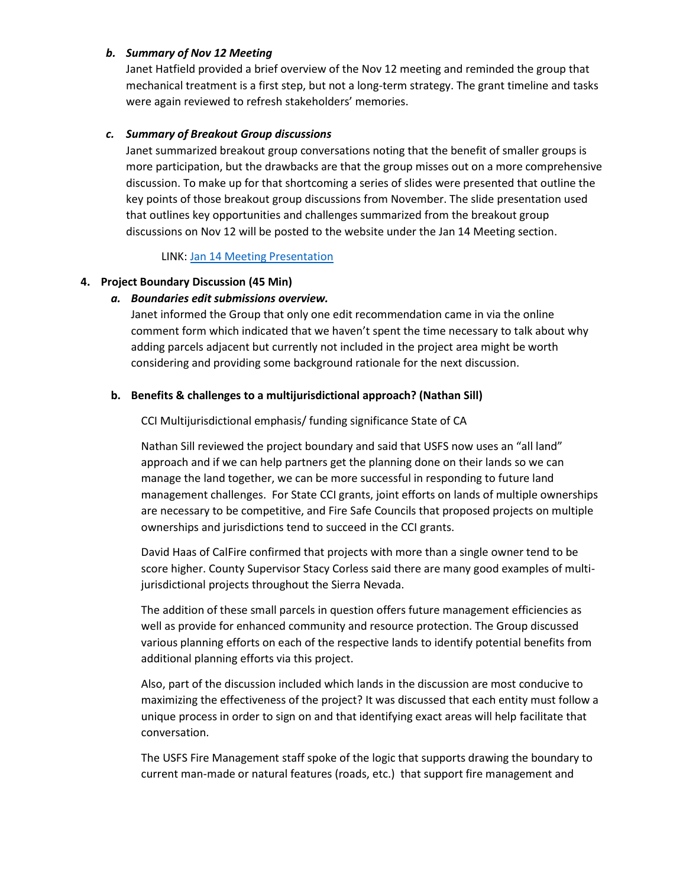*b. Summary of Nov 12 Meeting*

Janet Hatfield provided a brief overview of the Nov 12 meeting and reminded the group that mechanical treatment is a first step, but not a long-term strategy. The grant timeline and tasks were again reviewed to refresh stakeholders' memories.

*c. Summary of Breakout Group discussions*

Janet summarized breakout group conversations noting that the benefit of smaller groups is more participation, but the drawbacks are that the group misses out on a more comprehensive discussion. To make up for that shortcoming a series of slides were presented that outline the key points of those breakout group discussions from November. The slide presentation used that outlines key opportunities and challenges summarized from the breakout group discussions on Nov 12 will be posted to the website under the Jan 14 Meeting section.

LINK: [Jan 14 Meeting Presentation]()

**4. Project Boundary Discussion (45 Min)**

*a. Boundaries edit submissions overview.*

Janet informed the Group that only one edit recommendation came in via the online comment form which indicated that we haven't spent the time necessary to talk about why adding parcels adjacent but currently not included in the project area might be worth considering and providing some background rationale for the next discussion.

**b. Benefits & challenges to a multijurisdictional approach? (Nathan Sill)**

CCI Multijurisdictional emphasis/ funding significance State of CA

Nathan Sill reviewed the project boundary and said that USFS now uses an "all land" approach and if we can help partners get the planning done on their lands so we can manage the land together, we can be more successful in responding to future land management challenges. For State CCI grants, joint efforts on lands of multiple ownerships are necessary to be competitive, and Fire Safe Councils that proposed projects on multiple ownerships and jurisdictions tend to succeed in the CCI grants.

David Haas of CalFire confirmed that projects with more than a single owner tend to be score higher. County Supervisor Stacy Corless said there are many good examples of multi-jurisdictional projects throughout the Sierra Nevada.

The addition of these small parcels in question offers future management efficiencies as well as provide for enhanced community and resource protection. The Group discussed various planning efforts on each of the respective lands to identify potential benefits from additional planning efforts via this project.

Also, part of the discussion included which lands in the discussion are most conducive to maximizing the effectiveness of the project? It was discussed that each entity must follow a unique process in order to sign on and that identifying exact areas will help facilitate that conversation.

The USFS Fire Management staff spoke of the logic that supports drawing the boundary to current man-made or natural features (roads, etc.) that support fire management and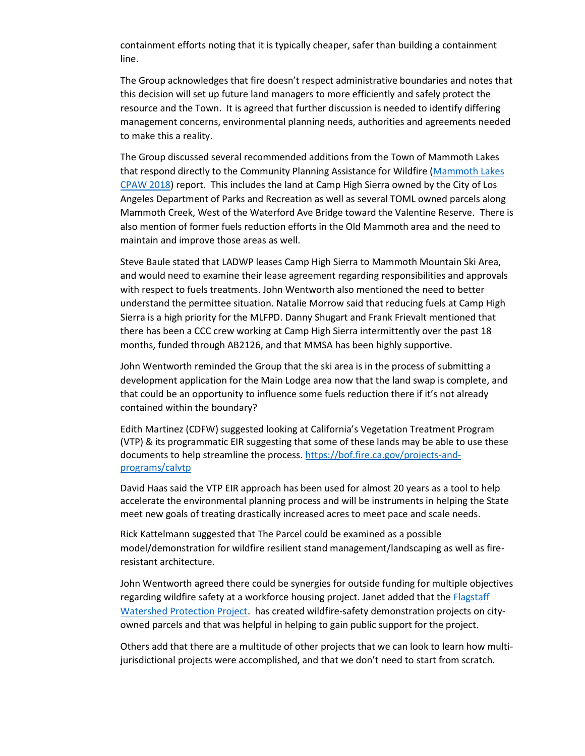containment efforts noting that it is typically cheaper, safer than building a containment line.

The Group acknowledges that fire doesn't respect administrative boundaries and notes that this decision will set up future land managers to more efficiently and safely protect the resource and the Town. It is agreed that further discussion is needed to identify differing management concerns, environmental planning needs, authorities and agreements needed to make this a reality.

The Group discussed several recommended additions from the Town of Mammoth Lakes that respond directly to the Community Planning Assistance for Wildfire (Mammoth Lakes CPAW 2018) report. This includes the land at Camp High Sierra owned by the City of Los Angeles Department of Parks and Recreation as well as several TOML owned parcels along Mammoth Creek, West of the Waterford Ave Bridge toward the Valentine Reserve. There is also mention of former fuels reduction efforts in the Old Mammoth area and the need to maintain and improve those areas as well.

Steve Baule stated that LADWP leases Camp High Sierra to Mammoth Mountain Ski Area, and would need to examine their lease agreement regarding responsibilities and approvals with respect to fuels treatments. John Wentworth also mentioned the need to better understand the permittee situation. Natalie Morrow said that reducing fuels at Camp High Sierra is a high priority for the MLFPD. Danny Shugart and Frank Frievalt mentioned that there has been a CCC crew working at Camp High Sierra intermittently over the past 18 months, funded through AB2126, and that MMSA has been highly supportive.

John Wentworth reminded the Group that the ski area is in the process of submitting a development application for the Main Lodge area now that the land swap is complete, and that could be an opportunity to influence some fuels reduction there if it's not already contained within the boundary?

Edith Martinez (CDFW) suggested looking at California's Vegetation Treatment Program (VTP) & its programmatic EIR suggesting that some of these lands may be able to use these documents to help streamline the process. https://bof.fire.ca.gov/projects-and-programs/calvtp

David Haas said the VTP EIR approach has been used for almost 20 years as a tool to help accelerate the environmental planning process and will be instruments in helping the State meet new goals of treating drastically increased acres to meet pace and scale needs.

Rick Kattelmann suggested that The Parcel could be examined as a possible model/demonstration for wildfire resilient stand management/landscaping as well as fire-resistant architecture.

John Wentworth agreed there could be synergies for outside funding for multiple objectives regarding wildfire safety at a workforce housing project. Janet added that the Flagstaff Watershed Protection Project. has created wildfire-safety demonstration projects on city-owned parcels and that was helpful in helping to gain public support for the project.

Others add that there are a multitude of other projects that we can look to learn how multi-jurisdictional projects were accomplished, and that we don't need to start from scratch.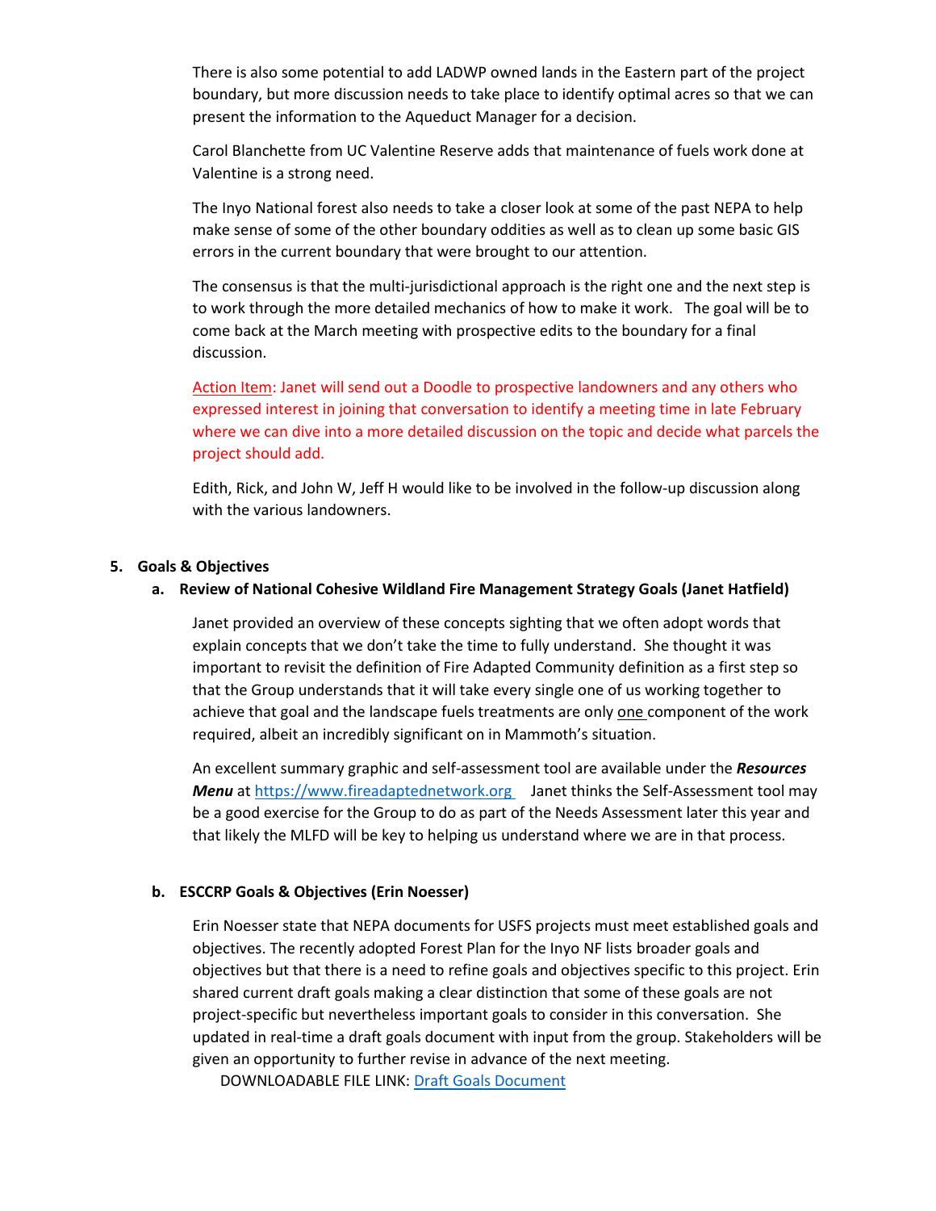There is also some potential to add LADWP owned lands in the Eastern part of the project boundary, but more discussion needs to take place to identify optimal acres so that we can present the information to the Aqueduct Manager for a decision.

Carol Blanchette from UC Valentine Reserve adds that maintenance of fuels work done at Valentine is a strong need.

The Inyo National forest also needs to take a closer look at some of the past NEPA to help make sense of some of the other boundary oddities as well as to clean up some basic GIS errors in the current boundary that were brought to our attention.

The consensus is that the multi-jurisdictional approach is the right one and the next step is to work through the more detailed mechanics of how to make it work. The goal will be to come back at the March meeting with prospective edits to the boundary for a final discussion.

Action Item: Janet will send out a Doodle to prospective landowners and any others who expressed interest in joining that conversation to identify a meeting time in late February where we can dive into a more detailed discussion on the topic and decide what parcels the project should add.

Edith, Rick, and John W, Jeff H would like to be involved in the follow-up discussion along with the various landowners.

**5. Goals & Objectives**

**a. Review of National Cohesive Wildland Fire Management Strategy Goals (Janet Hatfield)**

Janet provided an overview of these concepts sighting that we often adopt words that explain concepts that we don't take the time to fully understand. She thought it was important to revisit the definition of Fire Adapted Community definition as a first step so that the Group understands that it will take every single one of us working together to achieve that goal and the landscape fuels treatments are only one component of the work required, albeit an incredibly significant on in Mammoth's situation.

An excellent summary graphic and self-assessment tool are available under the ***Resources Menu*** at https://www.fireadaptednetwork.org Janet thinks the Self-Assessment tool may be a good exercise for the Group to do as part of the Needs Assessment later this year and that likely the MLFD will be key to helping us understand where we are in that process.

**b. ESCCRP Goals & Objectives (Erin Noesser)**

Erin Noesser state that NEPA documents for USFS projects must meet established goals and objectives. The recently adopted Forest Plan for the Inyo NF lists broader goals and objectives but that there is a need to refine goals and objectives specific to this project. Erin shared current draft goals making a clear distinction that some of these goals are not project-specific but nevertheless important goals to consider in this conversation. She updated in real-time a draft goals document with input from the group. Stakeholders will be given an opportunity to further revise in advance of the next meeting.

DOWNLOADABLE FILE LINK: Draft Goals Document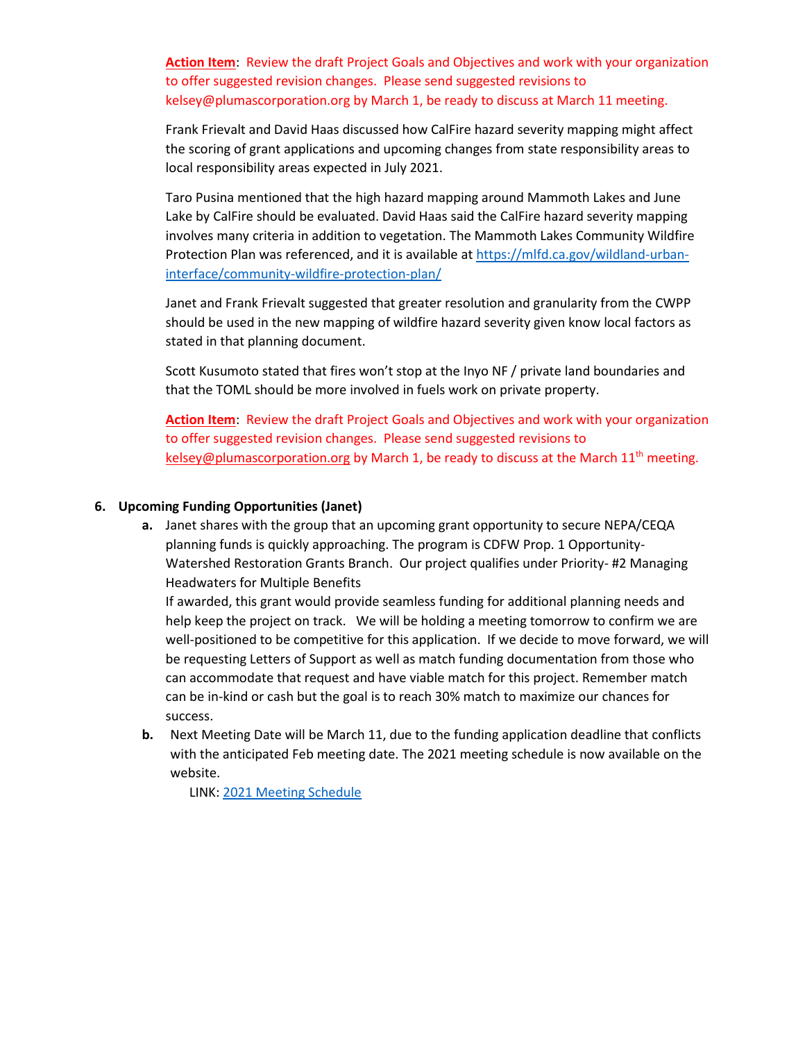**Action Item**: Review the draft Project Goals and Objectives and work with your organization to offer suggested revision changes. Please send suggested revisions to kelsey@plumascorporation.org by March 1, be ready to discuss at March 11 meeting.

Frank Frievalt and David Haas discussed how CalFire hazard severity mapping might affect the scoring of grant applications and upcoming changes from state responsibility areas to local responsibility areas expected in July 2021.

Taro Pusina mentioned that the high hazard mapping around Mammoth Lakes and June Lake by CalFire should be evaluated. David Haas said the CalFire hazard severity mapping involves many criteria in addition to vegetation. The Mammoth Lakes Community Wildfire Protection Plan was referenced, and it is available at https://mlfd.ca.gov/wildland-urban-interface/community-wildfire-protection-plan/

Janet and Frank Frievalt suggested that greater resolution and granularity from the CWPP should be used in the new mapping of wildfire hazard severity given know local factors as stated in that planning document.

Scott Kusumoto stated that fires won't stop at the Inyo NF / private land boundaries and that the TOML should be more involved in fuels work on private property.

**Action Item**: Review the draft Project Goals and Objectives and work with your organization to offer suggested revision changes. Please send suggested revisions to kelsey@plumascorporation.org by March 1, be ready to discuss at the March 11th meeting.

**6. Upcoming Funding Opportunities (Janet)**

a. Janet shares with the group that an upcoming grant opportunity to secure NEPA/CEQA planning funds is quickly approaching. The program is CDFW Prop. 1 Opportunity-Watershed Restoration Grants Branch. Our project qualifies under Priority- #2 Managing Headwaters for Multiple Benefits
   If awarded, this grant would provide seamless funding for additional planning needs and help keep the project on track. We will be holding a meeting tomorrow to confirm we are well-positioned to be competitive for this application. If we decide to move forward, we will be requesting Letters of Support as well as match funding documentation from those who can accommodate that request and have viable match for this project. Remember match can be in-kind or cash but the goal is to reach 30% match to maximize our chances for success.

b. Next Meeting Date will be March 11, due to the funding application deadline that conflicts with the anticipated Feb meeting date. The 2021 meeting schedule is now available on the website.
   LINK: 2021 Meeting Schedule